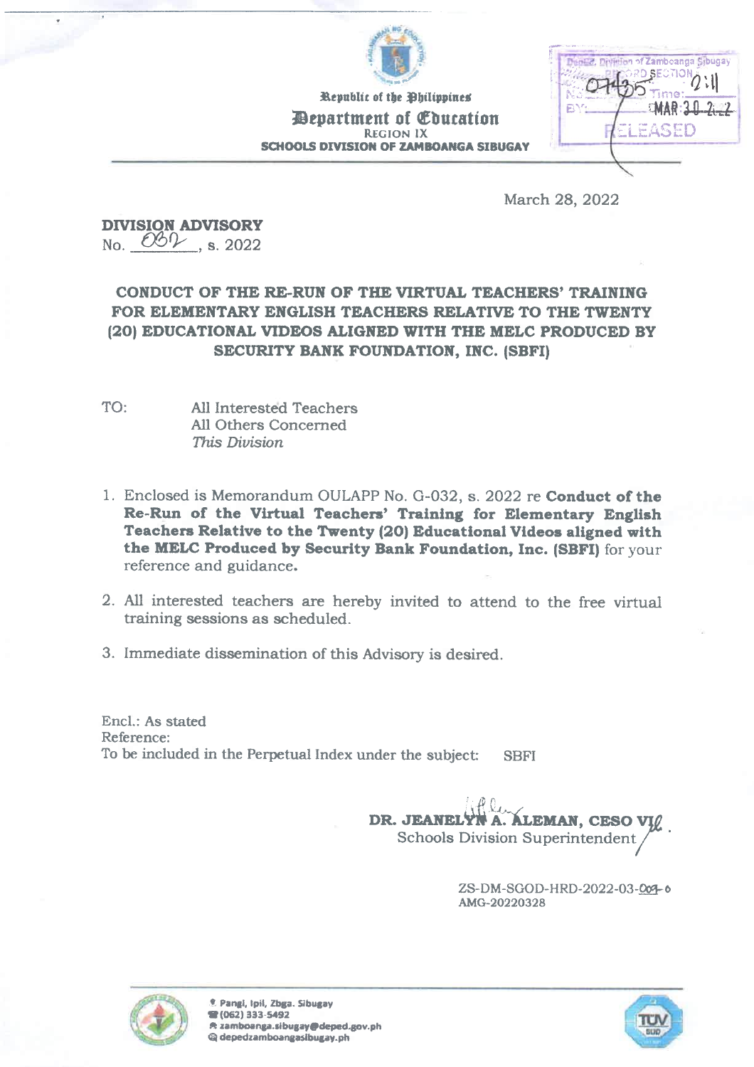Republic of the Philippines
**Department of Education**
REGION IX
**SCHOOLS DIVISION OF ZAMBOANGA SIBUGAY**

March 28, 2022

**DIVISION ADVISORY**
No. 082, s. 2022

**CONDUCT OF THE RE-RUN OF THE VIRTUAL TEACHERS' TRAINING FOR ELEMENTARY ENGLISH TEACHERS RELATIVE TO THE TWENTY (20) EDUCATIONAL VIDEOS ALIGNED WITH THE MELC PRODUCED BY SECURITY BANK FOUNDATION, INC. (SBFI)**

TO: All Interested Teachers
All Others Concerned
*This Division*

1. Enclosed is Memorandum OULAPP No. G-032, s. 2022 re **Conduct of the Re-Run of the Virtual Teachers' Training for Elementary English Teachers Relative to the Twenty (20) Educational Videos aligned with the MELC Produced by Security Bank Foundation, Inc. (SBFI)** for your reference and guidance.

2. All interested teachers are hereby invited to attend to the free virtual training sessions as scheduled.

3. Immediate dissemination of this Advisory is desired.

Encl.: As stated
Reference:
To be included in the Perpetual Index under the subject: SBFI

**DR. JEANELYN A. ALEMAN, CESO VI**
Schools Division Superintendent

ZS-DM-SGOD-HRD-2022-03-009-0
AMG-20220328

Pangi, Ipil, Zbga. Sibugay
(062) 333-5492
zamboanga.sibugay@deped.gov.ph
depedzamboangasibugay.ph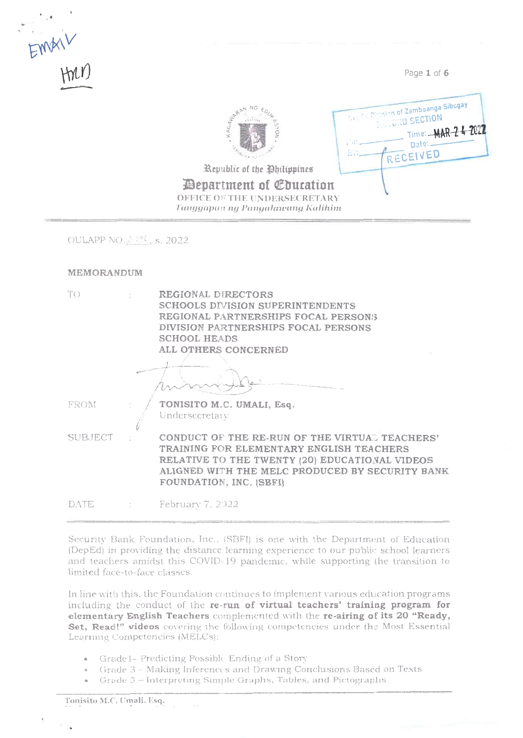Republic of the Philippines

Department of Education

OFFICE OF THE UNDERSECRETARY

*Tanggapan ng Pangalawang Kalihim*

OULAPP NO. ___, s. 2022

**MEMORANDUM**

| | | |
|---|---|---|
| TO | : | **REGIONAL DIRECTORS**<br>**SCHOOLS DIVISION SUPERINTENDENTS**<br>**REGIONAL PARTNERSHIPS FOCAL PERSONS**<br>**DIVISION PARTNERSHIPS FOCAL PERSONS**<br>**SCHOOL HEADS**<br>**ALL OTHERS CONCERNED** |
| FROM | : | **TONISITO M.C. UMALI, Esq.**<br>Undersecretary |
| SUBJECT | : | **CONDUCT OF THE RE-RUN OF THE VIRTUAL TEACHERS' TRAINING FOR ELEMENTARY ENGLISH TEACHERS RELATIVE TO THE TWENTY (20) EDUCATIONAL VIDEOS ALIGNED WITH THE MELC PRODUCED BY SECURITY BANK FOUNDATION, INC. (SBFI)** |
| DATE | : | February 7, 2022 |

Security Bank Foundation, Inc., (SBFI) is one with the Department of Education (DepEd) in providing the distance learning experience to our public school learners and teachers amidst this COVID-19 pandemic, while supporting the transition to limited face-to-face classes.

In line with this, the Foundation continues to implement various education programs including the conduct of the **re-run of virtual teachers' training program for elementary English Teachers** complemented with the **re-airing of its 20 "Ready, Set, Read!" videos** covering the following competencies under the Most Essential Learning Competencies (MELCs):

- Grade 1 – Predicting Possible Ending of a Story
- Grade 3 – Making Inferences and Drawing Conclusions Based on Texts
- Grade 3 – Interpreting Simple Graphs, Tables, and Pictographs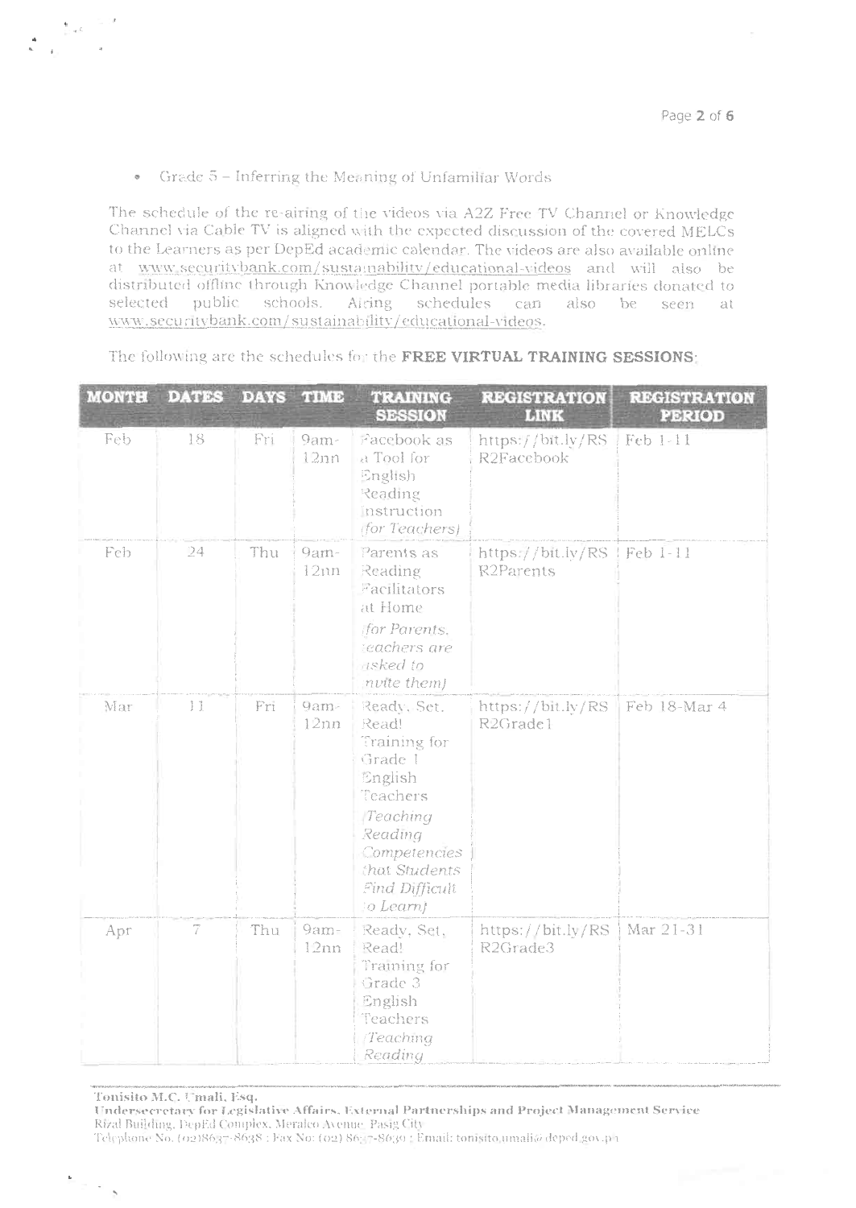- Grade 5 – Inferring the Meaning of Unfamiliar Words

The schedule of the re-airing of the videos via A2Z Free TV Channel or Knowledge Channel via Cable TV is aligned with the expected discussion of the covered MELCs to the Learners as per DepEd academic calendar. The videos are also available online at www.securitybank.com/sustainability/educational-videos and will also be distributed offline through Knowledge Channel portable media libraries donated to selected public schools. Airing schedules can also be seen at www.securitybank.com/sustainability/educational-videos.

The following are the schedules for the **FREE VIRTUAL TRAINING SESSIONS**:

| MONTH | DATES | DAYS | TIME | TRAINING SESSION | REGISTRATION LINK | REGISTRATION PERIOD |
|---|---|---|---|---|---|---|
| Feb | 18 | Fri | 9am-12nn | Facebook as a Tool for English Reading Instruction *(for Teachers)* | https://bit.ly/RSR2Facebook | Feb 1-11 |
| Feb | 24 | Thu | 9am-12nn | Parents as Reading Facilitators at Home *(for Parents, teachers are asked to invite them)* | https://bit.ly/RSR2Parents | Feb 1-11 |
| Mar | 11 | Fri | 9am-12nn | Ready, Set, Read! Training for Grade 1 English Teachers *(Teaching Reading Competencies that Students Find Difficult to Learn)* | https://bit.ly/RSR2Grade1 | Feb 18-Mar 4 |
| Apr | 7 | Thu | 9am-12nn | Ready, Set, Read! Training for Grade 3 English Teachers *(Teaching Reading* | https://bit.ly/RSR2Grade3 | Mar 21-31 |

**Tonisito M.C. Umali, Esq.**
**Undersecretary for Legislative Affairs, External Partnerships and Project Management Service**
Rizal Building, DepEd Complex, Meralco Avenue, Pasig City
Telephone No. (02)8637-8638 ; Fax No: (02) 8637-8639 ; Email: tonisito.umali@deped.gov.ph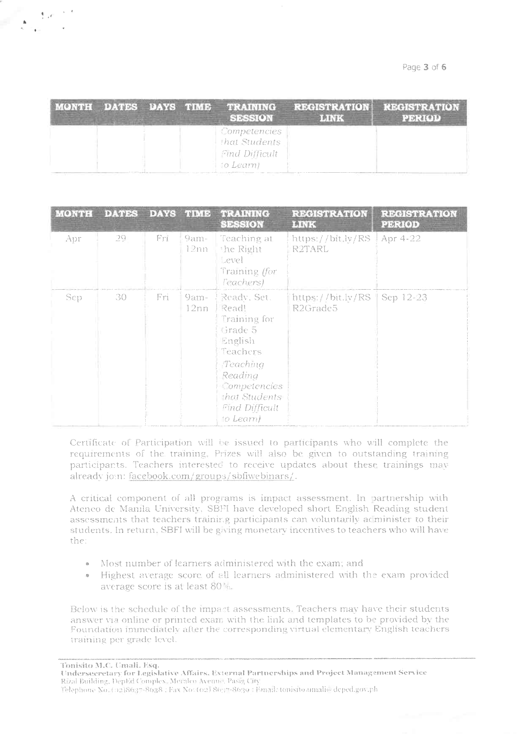| MONTH | DATES | DAYS | TIME | TRAINING SESSION | REGISTRATION LINK | REGISTRATION PERIOD |
|---|---|---|---|---|---|---|
| | | | | *Competencies that Students Find Difficult to Learn)* | | |

| MONTH | DATES | DAYS | TIME | TRAINING SESSION | REGISTRATION LINK | REGISTRATION PERIOD |
|---|---|---|---|---|---|---|
| Apr | 29 | Fri | 9am-12nn | Teaching at the Right Level Training *(for Teachers)* | https://bit.ly/RS R2TARL | Apr 4-22 |
| Sep | 30 | Fri | 9am-12nn | Ready, Set, Read! Training for Grade 5 English Teachers *(Teaching Reading Competencies that Students Find Difficult to Learn)* | https://bit.ly/RS R2Grade5 | Sep 12-23 |

Certificate of Participation will be issued to participants who will complete the requirements of the training. Prizes will also be given to outstanding training participants. Teachers interested to receive updates about these trainings may already join: facebook.com/groups/sbfiwebinars/.

A critical component of all programs is impact assessment. In partnership with Ateneo de Manila University, SBFI have developed short English Reading student assessments that teachers training participants can voluntarily administer to their students. In return, SBFI will be giving monetary incentives to teachers who will have the:

- Most number of learners administered with the exam; and
- Highest average score of all learners administered with the exam provided average score is at least 80%.

Below is the schedule of the impact assessments. Teachers may have their students answer via online or printed exam with the link and templates to be provided by the Foundation immediately after the corresponding virtual elementary English teachers training per grade level.

**Tonisito M.C. Umali, Esq.**
**Undersecretary for Legislative Affairs, External Partnerships and Project Management Service**
Rizal Building, DepEd Complex, Meralco Avenue, Pasig City
Telephone No.:(02)8637-8638 ; Fax No.:(02) 8637-8639 ; Email: tonisito.umali@deped.gov.ph